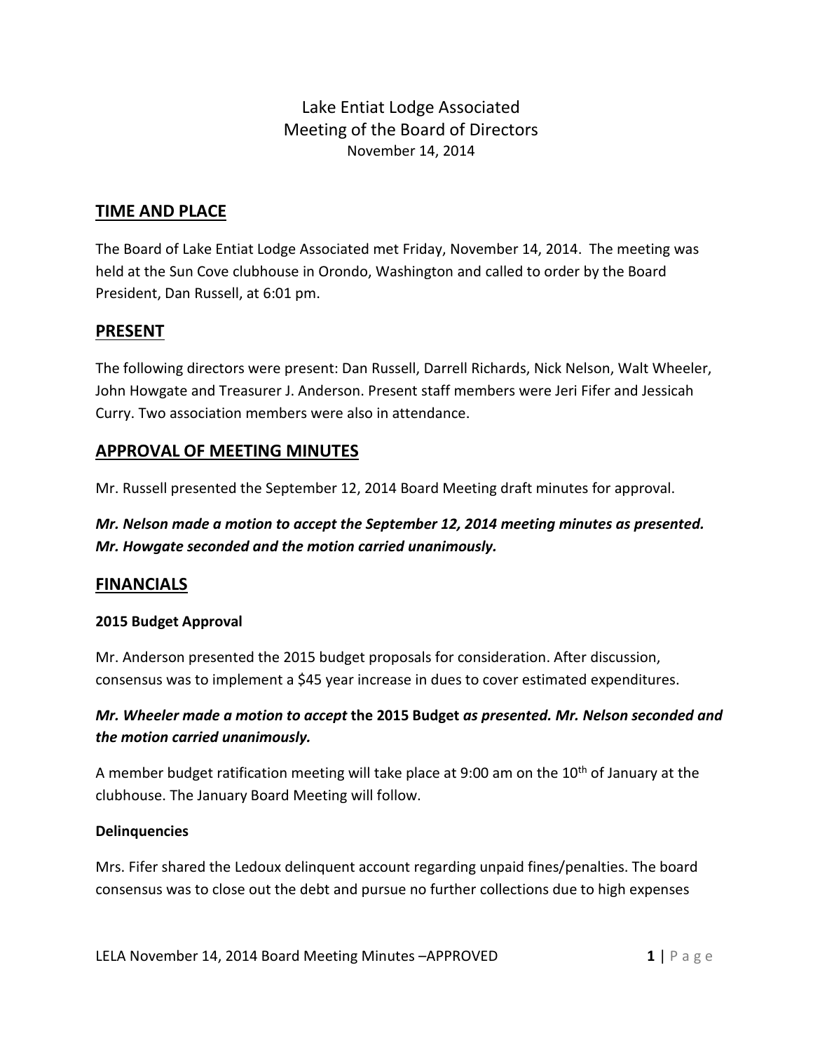# Lake Entiat Lodge Associated
## Meeting of the Board of Directors
November 14, 2014

## TIME AND PLACE

The Board of Lake Entiat Lodge Associated met Friday, November 14, 2014. The meeting was held at the Sun Cove clubhouse in Orondo, Washington and called to order by the Board President, Dan Russell, at 6:01 pm.

## PRESENT

The following directors were present: Dan Russell, Darrell Richards, Nick Nelson, Walt Wheeler, John Howgate and Treasurer J. Anderson. Present staff members were Jeri Fifer and Jessicah Curry. Two association members were also in attendance.

## APPROVAL OF MEETING MINUTES

Mr. Russell presented the September 12, 2014 Board Meeting draft minutes for approval.

***Mr. Nelson made a motion to accept the September 12, 2014 meeting minutes as presented. Mr. Howgate seconded and the motion carried unanimously.***

## FINANCIALS

### 2015 Budget Approval

Mr. Anderson presented the 2015 budget proposals for consideration. After discussion, consensus was to implement a $45 year increase in dues to cover estimated expenditures.

***Mr. Wheeler made a motion to accept* the 2015 Budget *as presented. Mr. Nelson seconded and the motion carried unanimously.***

A member budget ratification meeting will take place at 9:00 am on the 10th of January at the clubhouse. The January Board Meeting will follow.

### Delinquencies

Mrs. Fifer shared the Ledoux delinquent account regarding unpaid fines/penalties. The board consensus was to close out the debt and pursue no further collections due to high expenses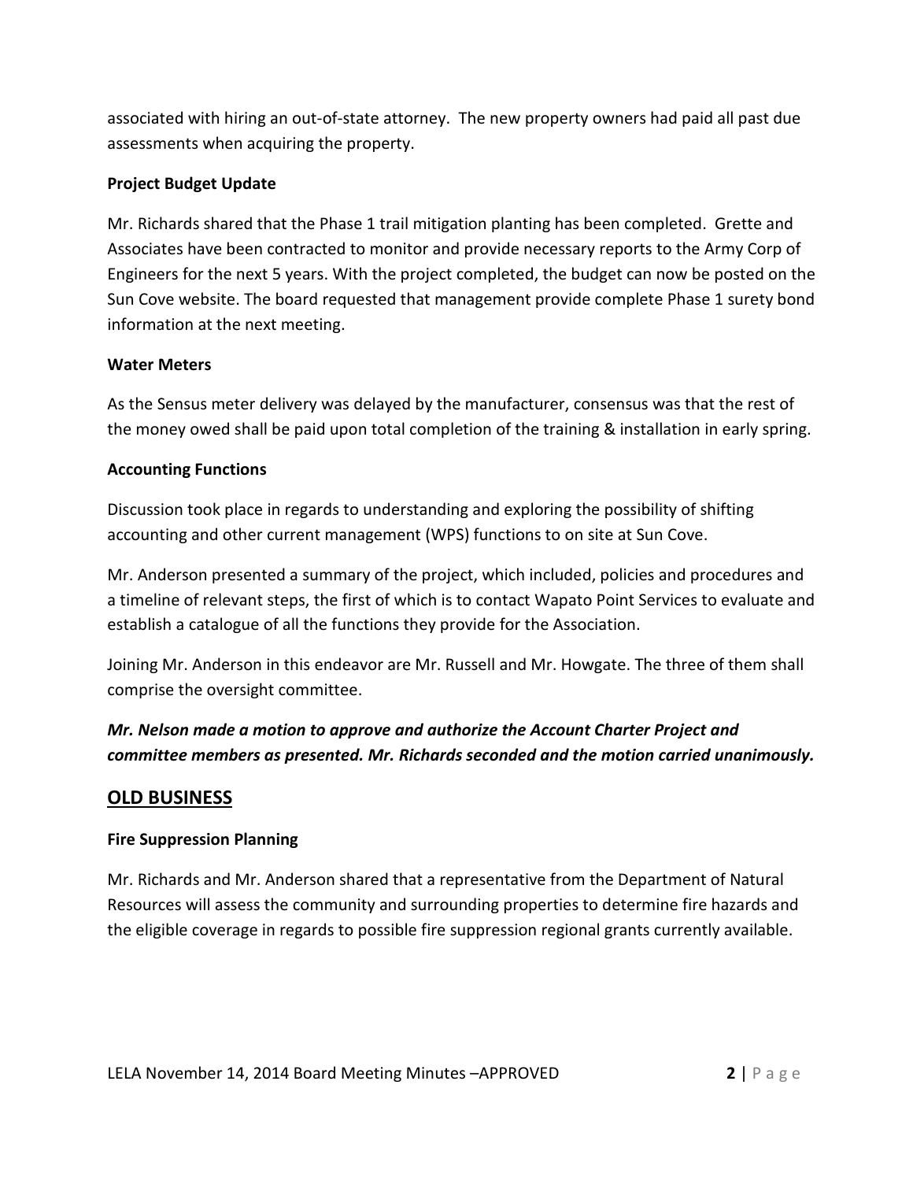associated with hiring an out-of-state attorney. The new property owners had paid all past due assessments when acquiring the property.

**Project Budget Update**

Mr. Richards shared that the Phase 1 trail mitigation planting has been completed. Grette and Associates have been contracted to monitor and provide necessary reports to the Army Corp of Engineers for the next 5 years. With the project completed, the budget can now be posted on the Sun Cove website. The board requested that management provide complete Phase 1 surety bond information at the next meeting.

**Water Meters**

As the Sensus meter delivery was delayed by the manufacturer, consensus was that the rest of the money owed shall be paid upon total completion of the training & installation in early spring.

**Accounting Functions**

Discussion took place in regards to understanding and exploring the possibility of shifting accounting and other current management (WPS) functions to on site at Sun Cove.

Mr. Anderson presented a summary of the project, which included, policies and procedures and a timeline of relevant steps, the first of which is to contact Wapato Point Services to evaluate and establish a catalogue of all the functions they provide for the Association.

Joining Mr. Anderson in this endeavor are Mr. Russell and Mr. Howgate. The three of them shall comprise the oversight committee.

***Mr. Nelson made a motion to approve and authorize the Account Charter Project and committee members as presented. Mr. Richards seconded and the motion carried unanimously.***

## OLD BUSINESS

**Fire Suppression Planning**

Mr. Richards and Mr. Anderson shared that a representative from the Department of Natural Resources will assess the community and surrounding properties to determine fire hazards and the eligible coverage in regards to possible fire suppression regional grants currently available.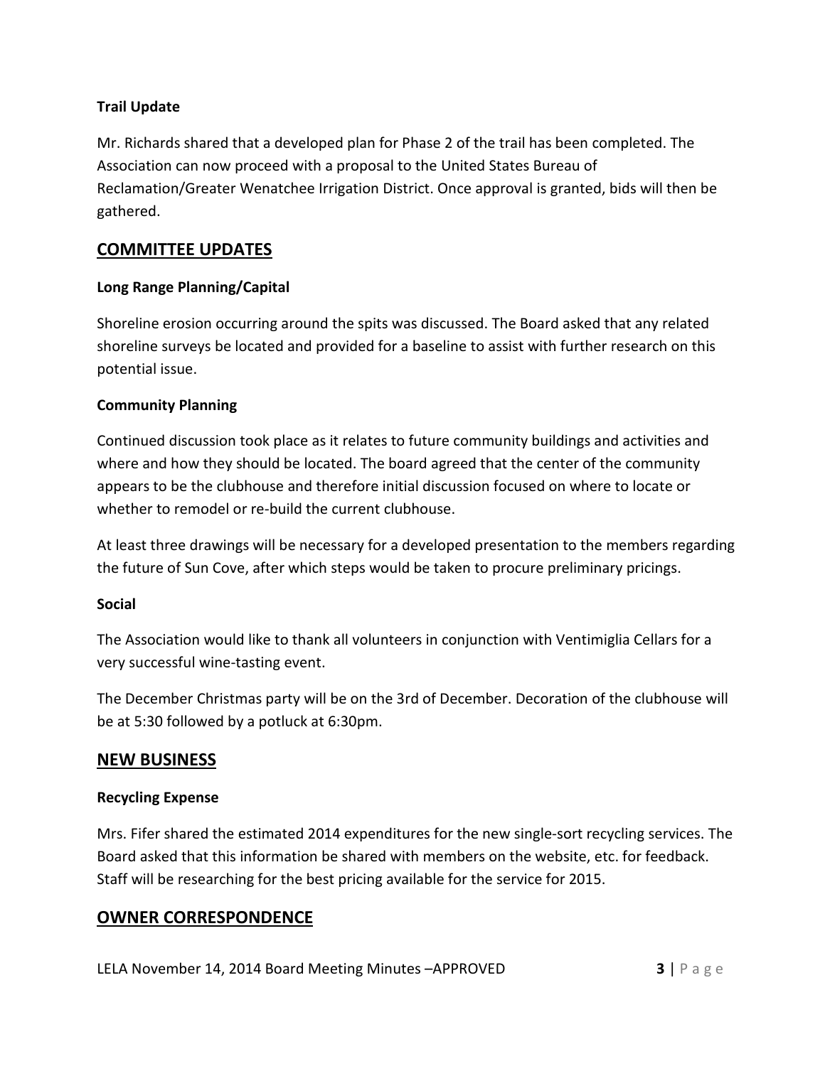### Trail Update

Mr. Richards shared that a developed plan for Phase 2 of the trail has been completed. The Association can now proceed with a proposal to the United States Bureau of Reclamation/Greater Wenatchee Irrigation District. Once approval is granted, bids will then be gathered.

## COMMITTEE UPDATES

### Long Range Planning/Capital

Shoreline erosion occurring around the spits was discussed. The Board asked that any related shoreline surveys be located and provided for a baseline to assist with further research on this potential issue.

### Community Planning

Continued discussion took place as it relates to future community buildings and activities and where and how they should be located. The board agreed that the center of the community appears to be the clubhouse and therefore initial discussion focused on where to locate or whether to remodel or re-build the current clubhouse.

At least three drawings will be necessary for a developed presentation to the members regarding the future of Sun Cove, after which steps would be taken to procure preliminary pricings.

### Social

The Association would like to thank all volunteers in conjunction with Ventimiglia Cellars for a very successful wine-tasting event.

The December Christmas party will be on the 3rd of December. Decoration of the clubhouse will be at 5:30 followed by a potluck at 6:30pm.

## NEW BUSINESS

### Recycling Expense

Mrs. Fifer shared the estimated 2014 expenditures for the new single-sort recycling services. The Board asked that this information be shared with members on the website, etc. for feedback. Staff will be researching for the best pricing available for the service for 2015.

## OWNER CORRESPONDENCE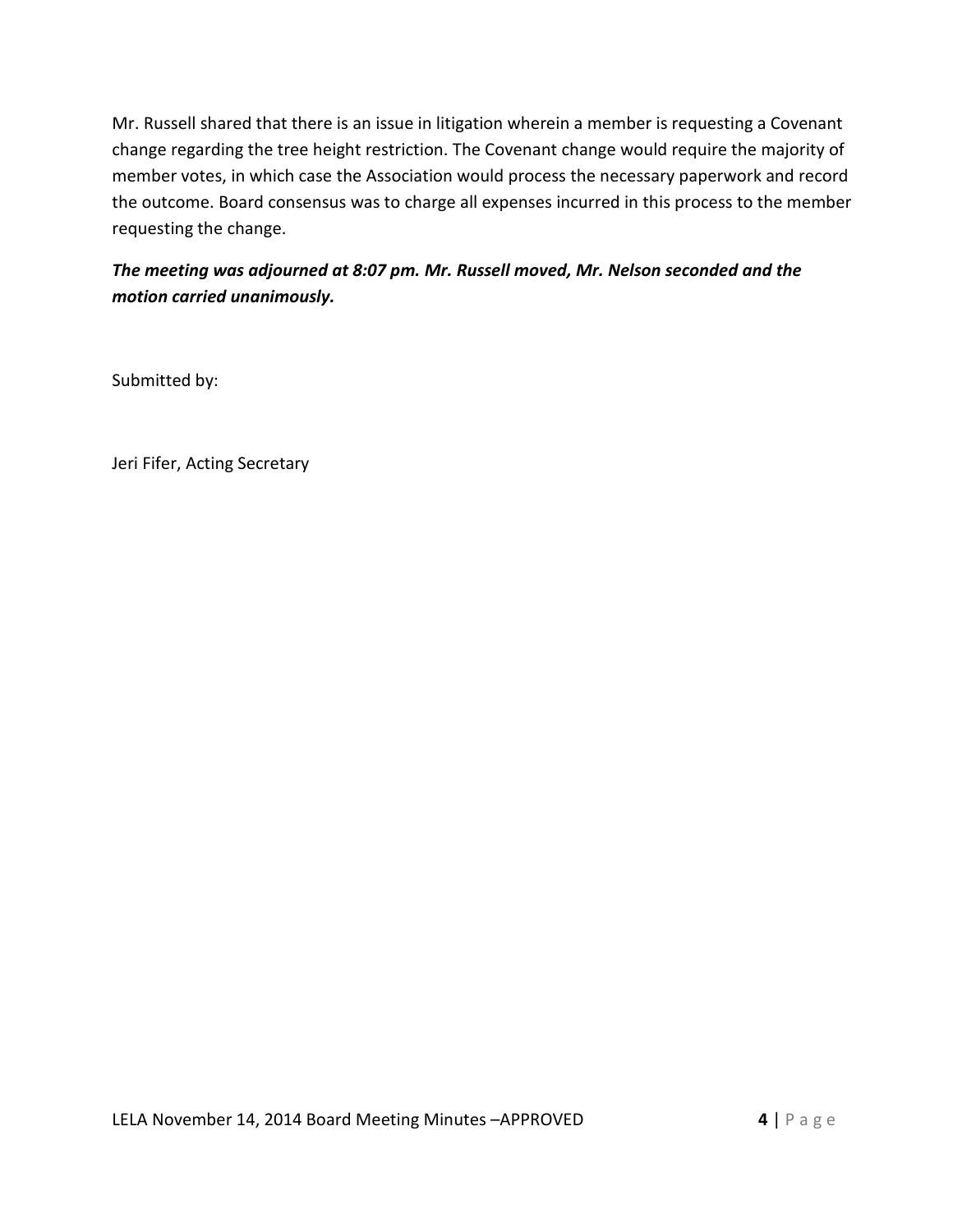Mr. Russell shared that there is an issue in litigation wherein a member is requesting a Covenant change regarding the tree height restriction. The Covenant change would require the majority of member votes, in which case the Association would process the necessary paperwork and record the outcome. Board consensus was to charge all expenses incurred in this process to the member requesting the change.

***The meeting was adjourned at 8:07 pm. Mr. Russell moved, Mr. Nelson seconded and the motion carried unanimously.***

Submitted by:

Jeri Fifer, Acting Secretary